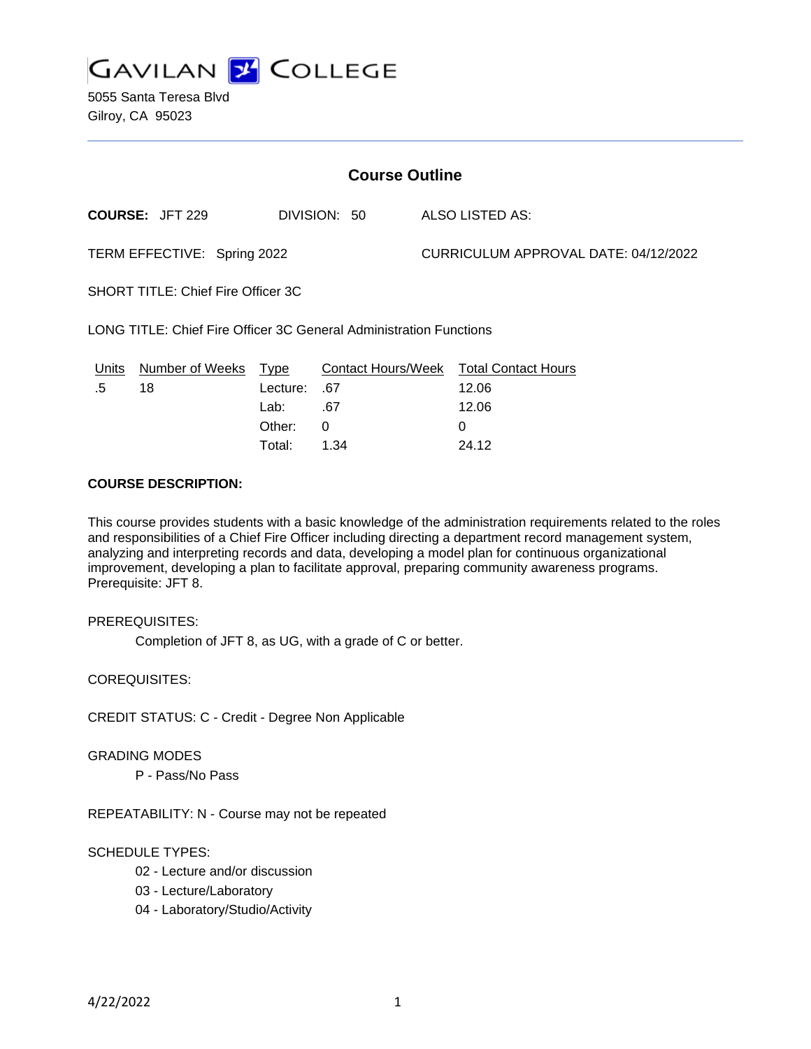# GAVILAN COLLEGE

5055 Santa Teresa Blvd
Gilroy, CA 95023

## Course Outline

**COURSE:** JFT 229 DIVISION: 50 ALSO LISTED AS:

TERM EFFECTIVE: Spring 2022 CURRICULUM APPROVAL DATE: 04/12/2022

SHORT TITLE: Chief Fire Officer 3C

LONG TITLE: Chief Fire Officer 3C General Administration Functions

| Units | Number of Weeks | Type | Contact Hours/Week | Total Contact Hours |
|---|---|---|---|---|
| .5 | 18 | Lecture: | .67 | 12.06 |
| | | Lab: | .67 | 12.06 |
| | | Other: | 0 | 0 |
| | | Total: | 1.34 | 24.12 |

**COURSE DESCRIPTION:**

This course provides students with a basic knowledge of the administration requirements related to the roles and responsibilities of a Chief Fire Officer including directing a department record management system, analyzing and interpreting records and data, developing a model plan for continuous organizational improvement, developing a plan to facilitate approval, preparing community awareness programs. Prerequisite: JFT 8.

PREREQUISITES:

Completion of JFT 8, as UG, with a grade of C or better.

COREQUISITES:

CREDIT STATUS: C - Credit - Degree Non Applicable

GRADING MODES

P - Pass/No Pass

REPEATABILITY: N - Course may not be repeated

SCHEDULE TYPES:

02 - Lecture and/or discussion
03 - Lecture/Laboratory
04 - Laboratory/Studio/Activity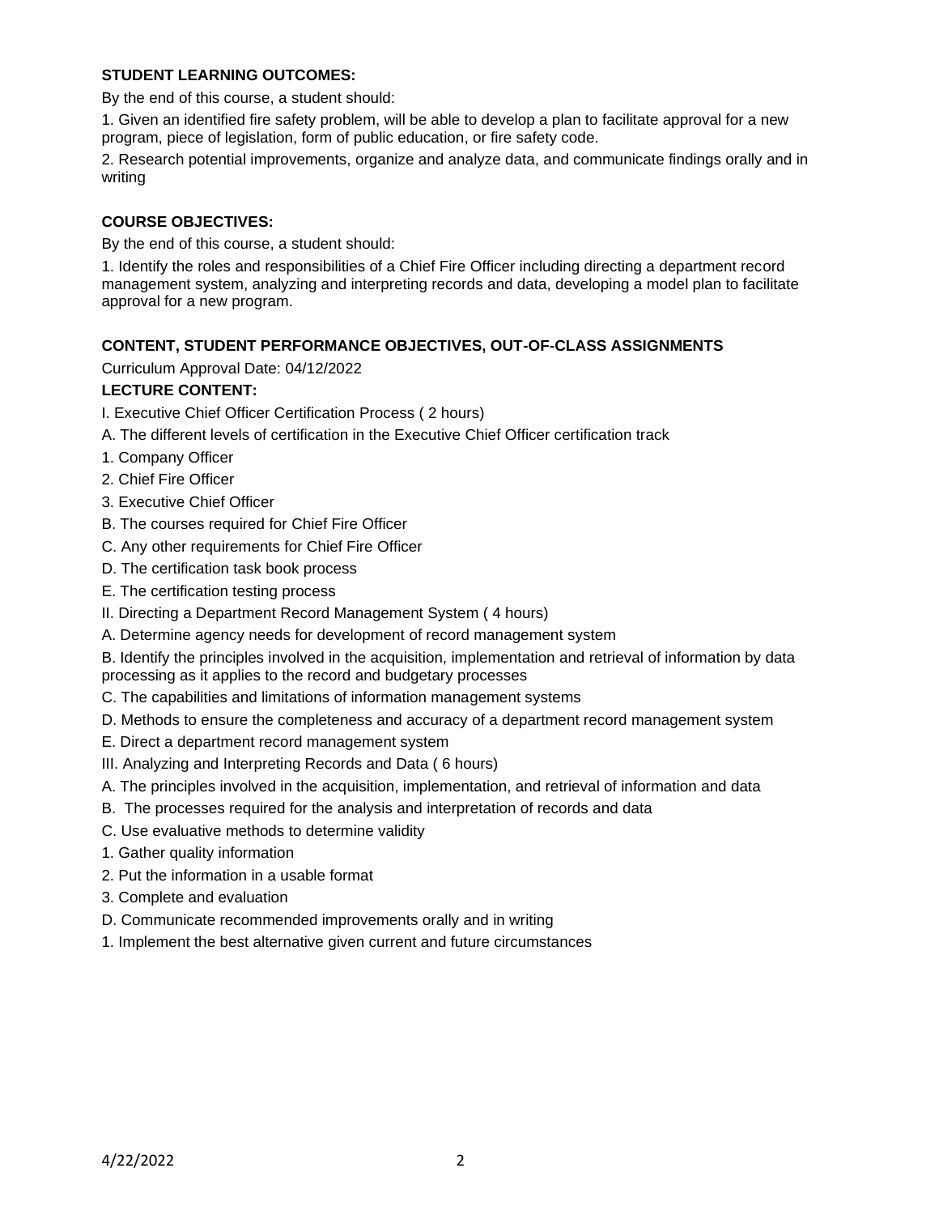**STUDENT LEARNING OUTCOMES:**

By the end of this course, a student should:

1. Given an identified fire safety problem, will be able to develop a plan to facilitate approval for a new program, piece of legislation, form of public education, or fire safety code.

2. Research potential improvements, organize and analyze data, and communicate findings orally and in writing

**COURSE OBJECTIVES:**

By the end of this course, a student should:

1. Identify the roles and responsibilities of a Chief Fire Officer including directing a department record management system, analyzing and interpreting records and data, developing a model plan to facilitate approval for a new program.

**CONTENT, STUDENT PERFORMANCE OBJECTIVES, OUT-OF-CLASS ASSIGNMENTS**

Curriculum Approval Date: 04/12/2022

**LECTURE CONTENT:**

I. Executive Chief Officer Certification Process ( 2 hours)

A. The different levels of certification in the Executive Chief Officer certification track

1. Company Officer

2. Chief Fire Officer

3. Executive Chief Officer

B. The courses required for Chief Fire Officer

C. Any other requirements for Chief Fire Officer

D. The certification task book process

E. The certification testing process

II. Directing a Department Record Management System ( 4 hours)

A. Determine agency needs for development of record management system

B. Identify the principles involved in the acquisition, implementation and retrieval of information by data processing as it applies to the record and budgetary processes

C. The capabilities and limitations of information management systems

D. Methods to ensure the completeness and accuracy of a department record management system

E. Direct a department record management system

III. Analyzing and Interpreting Records and Data ( 6 hours)

A. The principles involved in the acquisition, implementation, and retrieval of information and data

B. The processes required for the analysis and interpretation of records and data

C. Use evaluative methods to determine validity

1. Gather quality information

2. Put the information in a usable format

3. Complete and evaluation

D. Communicate recommended improvements orally and in writing

1. Implement the best alternative given current and future circumstances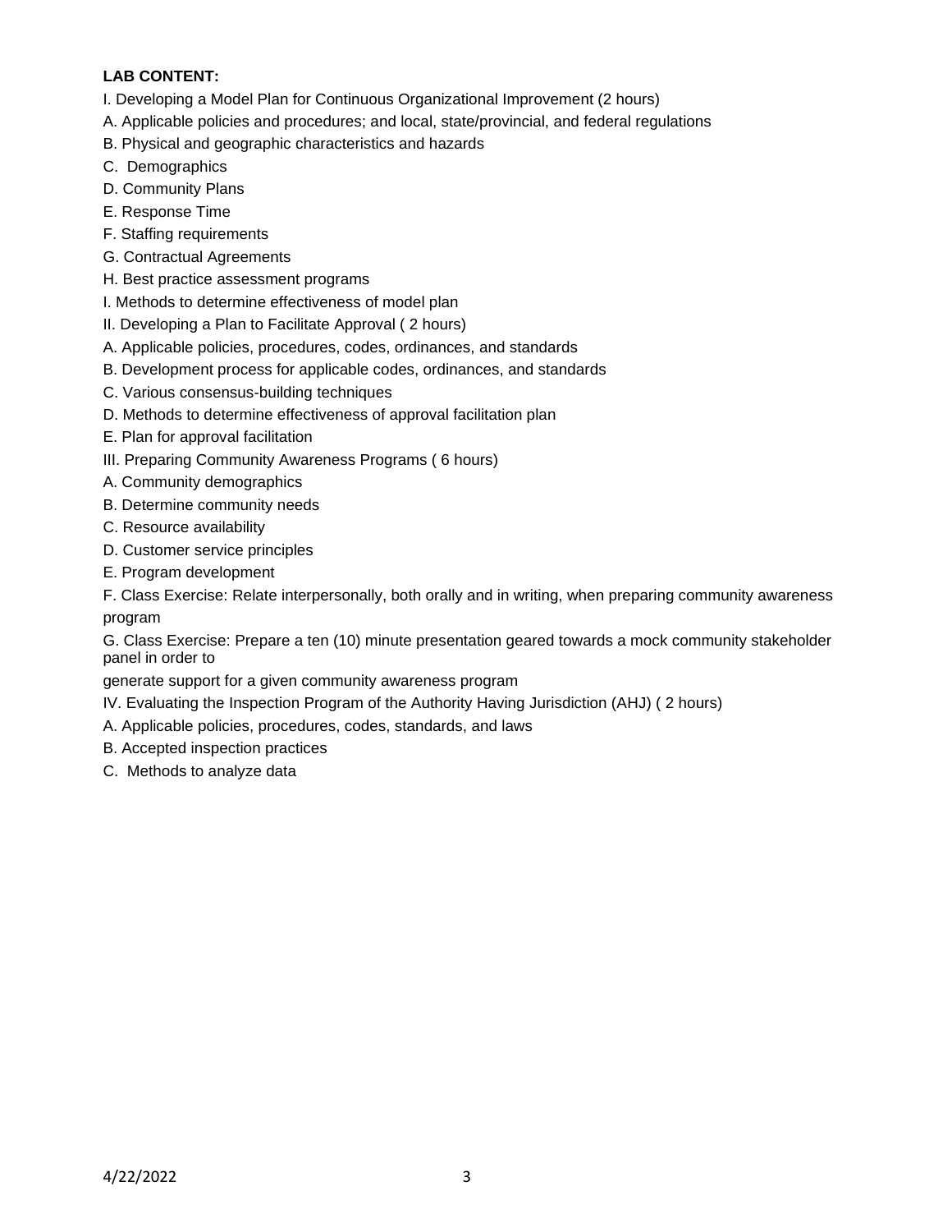**LAB CONTENT:**

I. Developing a Model Plan for Continuous Organizational Improvement (2 hours)

A. Applicable policies and procedures; and local, state/provincial, and federal regulations

B. Physical and geographic characteristics and hazards

C. Demographics

D. Community Plans

E. Response Time

F. Staffing requirements

G. Contractual Agreements

H. Best practice assessment programs

I. Methods to determine effectiveness of model plan

II. Developing a Plan to Facilitate Approval ( 2 hours)

A. Applicable policies, procedures, codes, ordinances, and standards

B. Development process for applicable codes, ordinances, and standards

C. Various consensus-building techniques

D. Methods to determine effectiveness of approval facilitation plan

E. Plan for approval facilitation

III. Preparing Community Awareness Programs ( 6 hours)

A. Community demographics

B. Determine community needs

C. Resource availability

D. Customer service principles

E. Program development

F. Class Exercise: Relate interpersonally, both orally and in writing, when preparing community awareness program

G. Class Exercise: Prepare a ten (10) minute presentation geared towards a mock community stakeholder panel in order to

generate support for a given community awareness program

IV. Evaluating the Inspection Program of the Authority Having Jurisdiction (AHJ) ( 2 hours)

A. Applicable policies, procedures, codes, standards, and laws

B. Accepted inspection practices

C. Methods to analyze data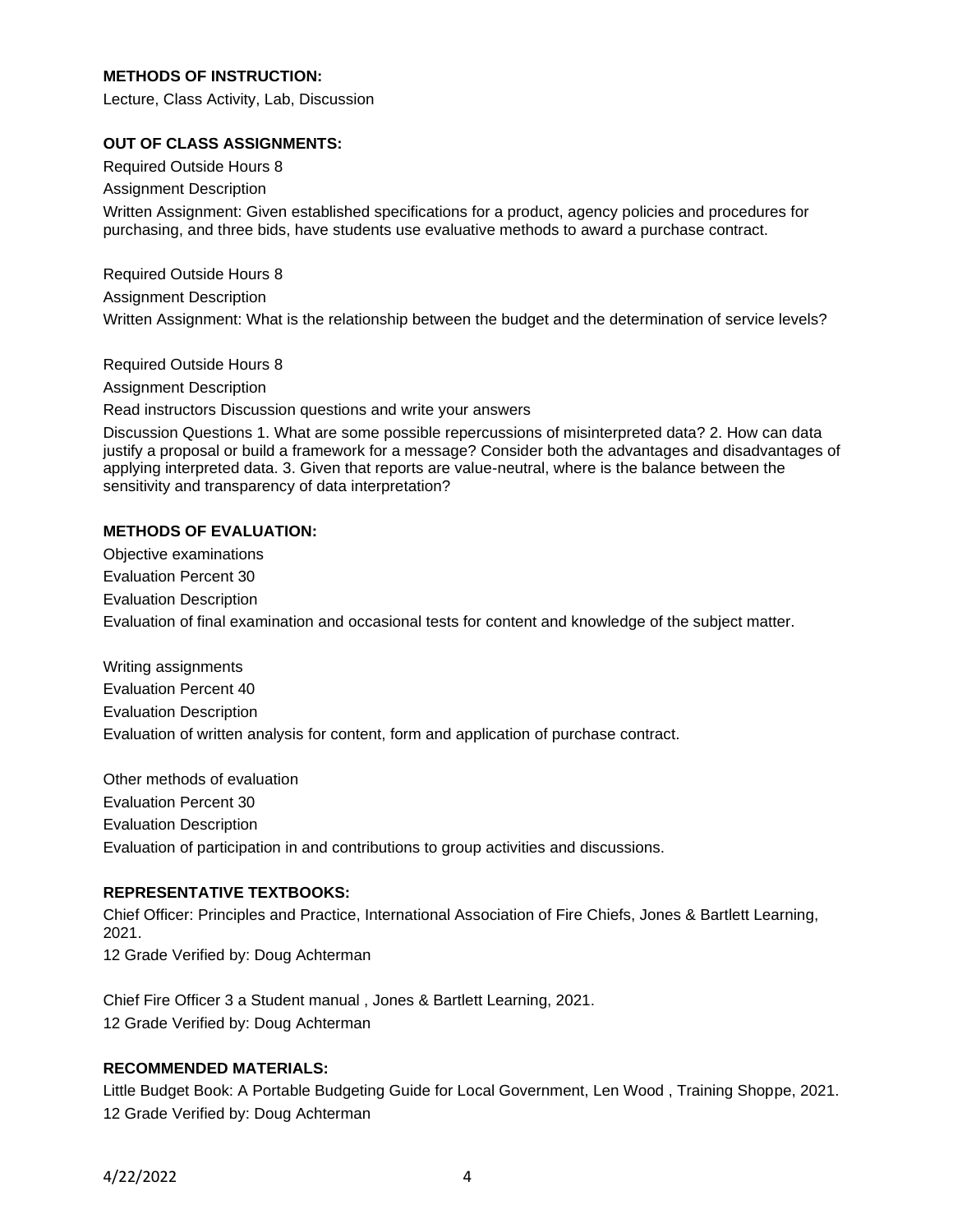**METHODS OF INSTRUCTION:**

Lecture, Class Activity, Lab, Discussion

**OUT OF CLASS ASSIGNMENTS:**

Required Outside Hours 8

Assignment Description

Written Assignment: Given established specifications for a product, agency policies and procedures for purchasing, and three bids, have students use evaluative methods to award a purchase contract.

Required Outside Hours 8

Assignment Description

Written Assignment: What is the relationship between the budget and the determination of service levels?

Required Outside Hours 8

Assignment Description

Read instructors Discussion questions and write your answers

Discussion Questions 1. What are some possible repercussions of misinterpreted data? 2. How can data justify a proposal or build a framework for a message? Consider both the advantages and disadvantages of applying interpreted data. 3. Given that reports are value-neutral, where is the balance between the sensitivity and transparency of data interpretation?

**METHODS OF EVALUATION:**

Objective examinations

Evaluation Percent 30

Evaluation Description

Evaluation of final examination and occasional tests for content and knowledge of the subject matter.

Writing assignments

Evaluation Percent 40

Evaluation Description

Evaluation of written analysis for content, form and application of purchase contract.

Other methods of evaluation

Evaluation Percent 30

Evaluation Description

Evaluation of participation in and contributions to group activities and discussions.

**REPRESENTATIVE TEXTBOOKS:**

Chief Officer: Principles and Practice, International Association of Fire Chiefs, Jones & Bartlett Learning, 2021.
12 Grade Verified by: Doug Achterman

Chief Fire Officer 3 a Student manual , Jones & Bartlett Learning, 2021.
12 Grade Verified by: Doug Achterman

**RECOMMENDED MATERIALS:**

Little Budget Book: A Portable Budgeting Guide for Local Government, Len Wood , Training Shoppe, 2021.
12 Grade Verified by: Doug Achterman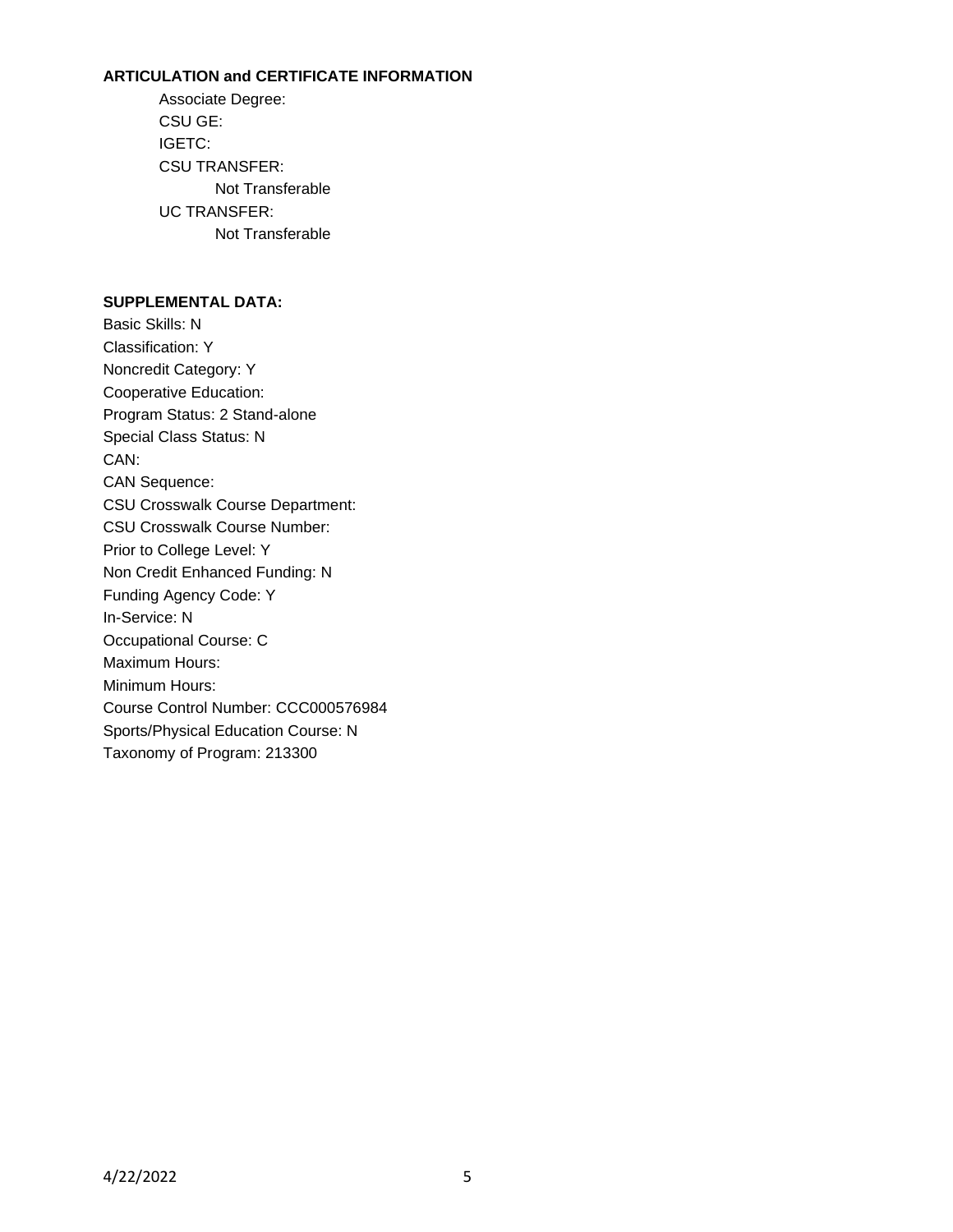**ARTICULATION and CERTIFICATE INFORMATION**

Associate Degree:
CSU GE:
IGETC:
CSU TRANSFER:
Not Transferable
UC TRANSFER:
Not Transferable

**SUPPLEMENTAL DATA:**

Basic Skills: N
Classification: Y
Noncredit Category: Y
Cooperative Education:
Program Status: 2 Stand-alone
Special Class Status: N
CAN:
CAN Sequence:
CSU Crosswalk Course Department:
CSU Crosswalk Course Number:
Prior to College Level: Y
Non Credit Enhanced Funding: N
Funding Agency Code: Y
In-Service: N
Occupational Course: C
Maximum Hours:
Minimum Hours:
Course Control Number: CCC000576984
Sports/Physical Education Course: N
Taxonomy of Program: 213300